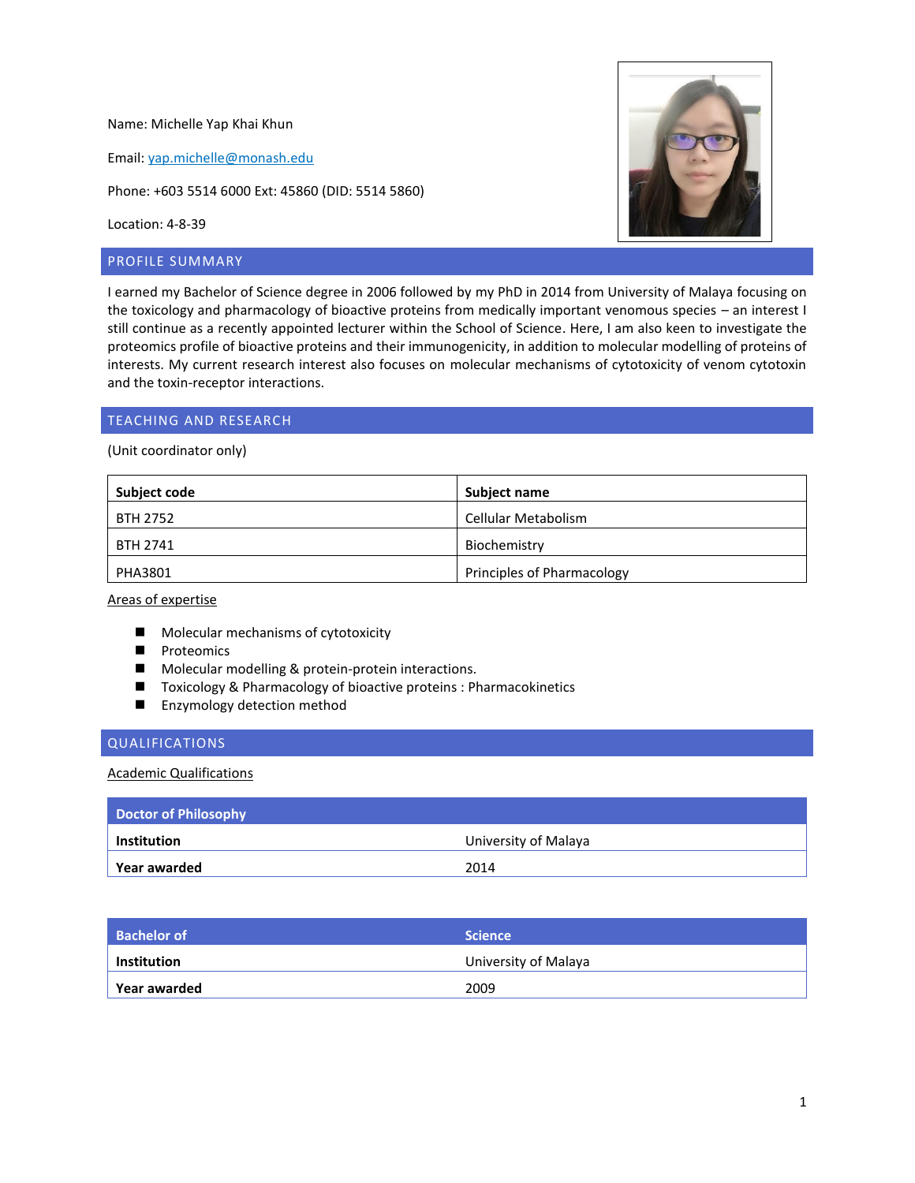Name: Michelle Yap Khai Khun

Email: yap.michelle@monash.edu

Phone: +603 5514 6000 Ext: 45860 (DID: 5514 5860)

Location: 4-8-39

## PROFILE SUMMARY

I earned my Bachelor of Science degree in 2006 followed by my PhD in 2014 from University of Malaya focusing on the toxicology and pharmacology of bioactive proteins from medically important venomous species – an interest I still continue as a recently appointed lecturer within the School of Science. Here, I am also keen to investigate the proteomics profile of bioactive proteins and their immunogenicity, in addition to molecular modelling of proteins of interests. My current research interest also focuses on molecular mechanisms of cytotoxicity of venom cytotoxin and the toxin-receptor interactions.

## TEACHING AND RESEARCH

(Unit coordinator only)

| Subject code | Subject name |
|---|---|
| BTH 2752 | Cellular Metabolism |
| BTH 2741 | Biochemistry |
| PHA3801 | Principles of Pharmacology |

<u>Areas of expertise</u>

- Molecular mechanisms of cytotoxicity
- Proteomics
- Molecular modelling & protein-protein interactions.
- Toxicology & Pharmacology of bioactive proteins : Pharmacokinetics
- Enzymology detection method

## QUALIFICATIONS

<u>Academic Qualifications</u>

| Doctor of Philosophy | |
|---|---|
| **Institution** | University of Malaya |
| **Year awarded** | 2014 |

| Bachelor of | Science |
|---|---|
| **Institution** | University of Malaya |
| **Year awarded** | 2009 |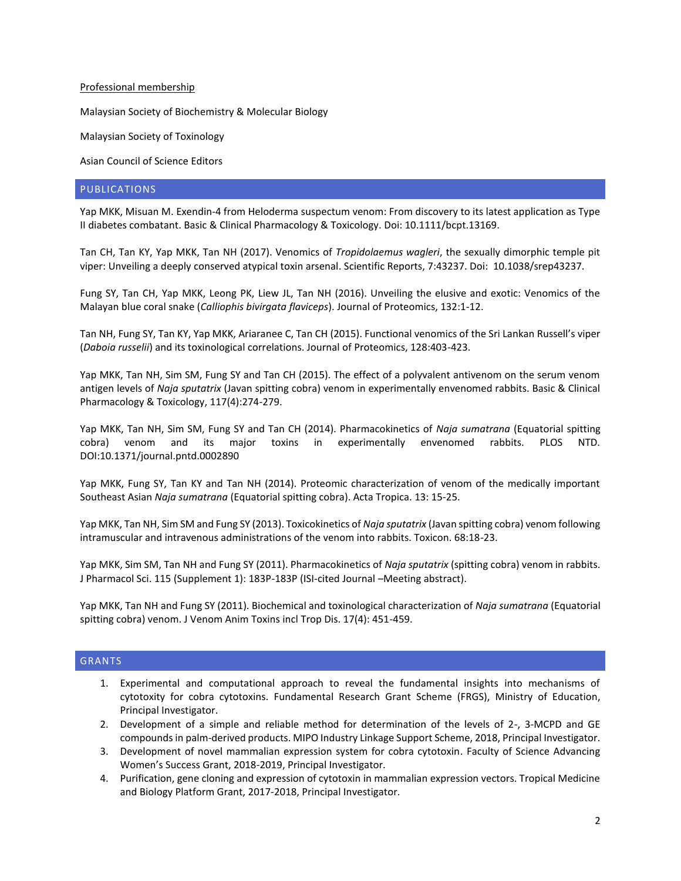Professional membership

Malaysian Society of Biochemistry & Molecular Biology

Malaysian Society of Toxinology

Asian Council of Science Editors

## PUBLICATIONS

Yap MKK, Misuan M. Exendin-4 from Heloderma suspectum venom: From discovery to its latest application as Type II diabetes combatant. Basic & Clinical Pharmacology & Toxicology. Doi: 10.1111/bcpt.13169.

Tan CH, Tan KY, Yap MKK, Tan NH (2017). Venomics of *Tropidolaemus wagleri*, the sexually dimorphic temple pit viper: Unveiling a deeply conserved atypical toxin arsenal. Scientific Reports, 7:43237. Doi: 10.1038/srep43237.

Fung SY, Tan CH, Yap MKK, Leong PK, Liew JL, Tan NH (2016). Unveiling the elusive and exotic: Venomics of the Malayan blue coral snake (*Calliophis bivirgata flaviceps*). Journal of Proteomics, 132:1-12.

Tan NH, Fung SY, Tan KY, Yap MKK, Ariaranee C, Tan CH (2015). Functional venomics of the Sri Lankan Russell's viper (*Daboia russelii*) and its toxinological correlations. Journal of Proteomics, 128:403-423.

Yap MKK, Tan NH, Sim SM, Fung SY and Tan CH (2015). The effect of a polyvalent antivenom on the serum venom antigen levels of *Naja sputatrix* (Javan spitting cobra) venom in experimentally envenomed rabbits. Basic & Clinical Pharmacology & Toxicology, 117(4):274-279.

Yap MKK, Tan NH, Sim SM, Fung SY and Tan CH (2014). Pharmacokinetics of *Naja sumatrana* (Equatorial spitting cobra) venom and its major toxins in experimentally envenomed rabbits. PLOS NTD. DOI:10.1371/journal.pntd.0002890

Yap MKK, Fung SY, Tan KY and Tan NH (2014). Proteomic characterization of venom of the medically important Southeast Asian *Naja sumatrana* (Equatorial spitting cobra). Acta Tropica. 13: 15-25.

Yap MKK, Tan NH, Sim SM and Fung SY (2013). Toxicokinetics of *Naja sputatrix* (Javan spitting cobra) venom following intramuscular and intravenous administrations of the venom into rabbits. Toxicon. 68:18-23.

Yap MKK, Sim SM, Tan NH and Fung SY (2011). Pharmacokinetics of *Naja sputatrix* (spitting cobra) venom in rabbits. J Pharmacol Sci. 115 (Supplement 1): 183P-183P (ISI-cited Journal –Meeting abstract).

Yap MKK, Tan NH and Fung SY (2011). Biochemical and toxinological characterization of *Naja sumatrana* (Equatorial spitting cobra) venom. J Venom Anim Toxins incl Trop Dis. 17(4): 451-459.

## GRANTS

1. Experimental and computational approach to reveal the fundamental insights into mechanisms of cytotoxicity for cobra cytotoxins. Fundamental Research Grant Scheme (FRGS), Ministry of Education, Principal Investigator.
2. Development of a simple and reliable method for determination of the levels of 2-, 3-MCPD and GE compounds in palm-derived products. MIPO Industry Linkage Support Scheme, 2018, Principal Investigator.
3. Development of novel mammalian expression system for cobra cytotoxin. Faculty of Science Advancing Women's Success Grant, 2018-2019, Principal Investigator.
4. Purification, gene cloning and expression of cytotoxin in mammalian expression vectors. Tropical Medicine and Biology Platform Grant, 2017-2018, Principal Investigator.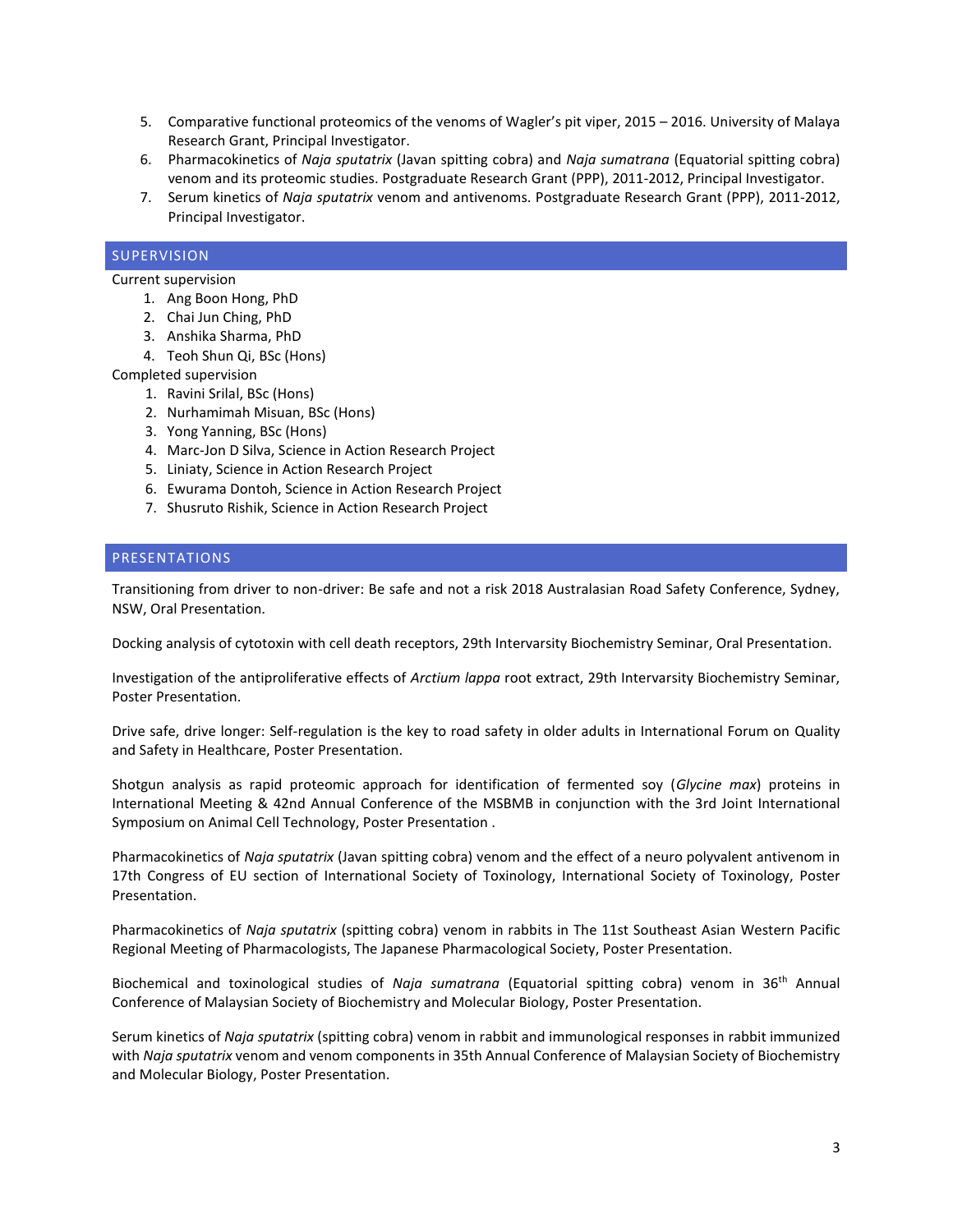5. Comparative functional proteomics of the venoms of Wagler's pit viper, 2015 – 2016. University of Malaya Research Grant, Principal Investigator.
6. Pharmacokinetics of *Naja sputatrix* (Javan spitting cobra) and *Naja sumatrana* (Equatorial spitting cobra) venom and its proteomic studies. Postgraduate Research Grant (PPP), 2011-2012, Principal Investigator.
7. Serum kinetics of *Naja sputatrix* venom and antivenoms. Postgraduate Research Grant (PPP), 2011-2012, Principal Investigator.

## SUPERVISION

Current supervision

1. Ang Boon Hong, PhD
2. Chai Jun Ching, PhD
3. Anshika Sharma, PhD
4. Teoh Shun Qi, BSc (Hons)

Completed supervision

1. Ravini Srilal, BSc (Hons)
2. Nurhamimah Misuan, BSc (Hons)
3. Yong Yanning, BSc (Hons)
4. Marc-Jon D Silva, Science in Action Research Project
5. Liniaty, Science in Action Research Project
6. Ewurama Dontoh, Science in Action Research Project
7. Shusruto Rishik, Science in Action Research Project

## PRESENTATIONS

Transitioning from driver to non-driver: Be safe and not a risk 2018 Australasian Road Safety Conference, Sydney, NSW, Oral Presentation.

Docking analysis of cytotoxin with cell death receptors, 29th Intervarsity Biochemistry Seminar, Oral Presentation.

Investigation of the antiproliferative effects of *Arctium lappa* root extract, 29th Intervarsity Biochemistry Seminar, Poster Presentation.

Drive safe, drive longer: Self-regulation is the key to road safety in older adults in International Forum on Quality and Safety in Healthcare, Poster Presentation.

Shotgun analysis as rapid proteomic approach for identification of fermented soy (*Glycine max*) proteins in International Meeting & 42nd Annual Conference of the MSBMB in conjunction with the 3rd Joint International Symposium on Animal Cell Technology, Poster Presentation .

Pharmacokinetics of *Naja sputatrix* (Javan spitting cobra) venom and the effect of a neuro polyvalent antivenom in 17th Congress of EU section of International Society of Toxinology, International Society of Toxinology, Poster Presentation.

Pharmacokinetics of *Naja sputatrix* (spitting cobra) venom in rabbits in The 11st Southeast Asian Western Pacific Regional Meeting of Pharmacologists, The Japanese Pharmacological Society, Poster Presentation.

Biochemical and toxinological studies of *Naja sumatrana* (Equatorial spitting cobra) venom in 36th Annual Conference of Malaysian Society of Biochemistry and Molecular Biology, Poster Presentation.

Serum kinetics of *Naja sputatrix* (spitting cobra) venom in rabbit and immunological responses in rabbit immunized with *Naja sputatrix* venom and venom components in 35th Annual Conference of Malaysian Society of Biochemistry and Molecular Biology, Poster Presentation.